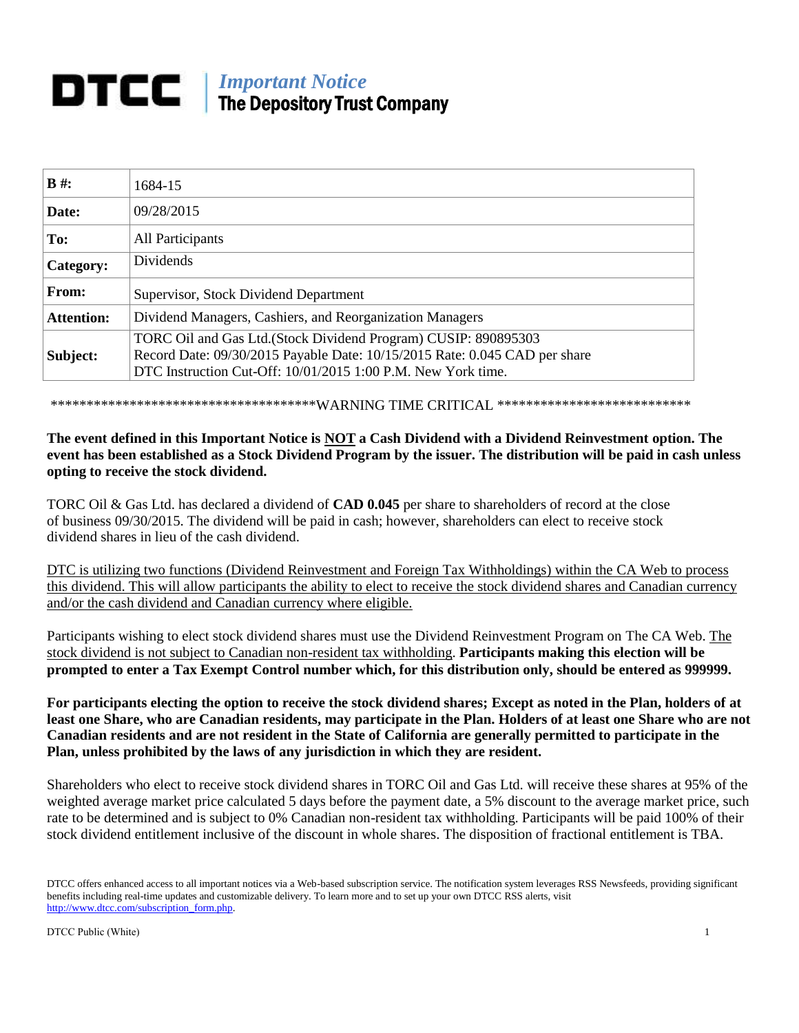# DTCC | *Important Notice* The Depository Trust Company

| **B #:** | 1684-15 |
| --- | --- |
| **Date:** | 09/28/2015 |
| **To:** | All Participants |
| **Category:** | Dividends |
| **From:** | Supervisor, Stock Dividend Department |
| **Attention:** | Dividend Managers, Cashiers, and Reorganization Managers |
| **Subject:** | TORC Oil and Gas Ltd.(Stock Dividend Program) CUSIP: 890895303<br>Record Date: 09/30/2015 Payable Date: 10/15/2015 Rate: 0.045 CAD per share<br>DTC Instruction Cut-Off: 10/01/2015 1:00 P.M. New York time. |

\*\*\*\*\*\*\*\*\*\*\*\*\*\*\*\*\*\*\*\*\*\*\*\*\*\*\*\*\*\*\*\*\*\*\*\*\*\*WARNING TIME CRITICAL \*\*\*\*\*\*\*\*\*\*\*\*\*\*\*\*\*\*\*\*\*\*\*\*\*\*\*\*

**The event defined in this Important Notice is <u>NOT</u> a Cash Dividend with a Dividend Reinvestment option. The event has been established as a Stock Dividend Program by the issuer. The distribution will be paid in cash unless opting to receive the stock dividend.**

TORC Oil & Gas Ltd. has declared a dividend of **CAD 0.045** per share to shareholders of record at the close of business 09/30/2015. The dividend will be paid in cash; however, shareholders can elect to receive stock dividend shares in lieu of the cash dividend.

<u>DTC is utilizing two functions (Dividend Reinvestment and Foreign Tax Withholdings) within the CA Web to process this dividend. This will allow participants the ability to elect to receive the stock dividend shares and Canadian currency and/or the cash dividend and Canadian currency where eligible.</u>

Participants wishing to elect stock dividend shares must use the Dividend Reinvestment Program on The CA Web. <u>The stock dividend is not subject to Canadian non-resident tax withholding</u>. **Participants making this election will be prompted to enter a Tax Exempt Control number which, for this distribution only, should be entered as 999999.**

**For participants electing the option to receive the stock dividend shares; Except as noted in the Plan, holders of at least one Share, who are Canadian residents, may participate in the Plan. Holders of at least one Share who are not Canadian residents and are not resident in the State of California are generally permitted to participate in the Plan, unless prohibited by the laws of any jurisdiction in which they are resident.**

Shareholders who elect to receive stock dividend shares in TORC Oil and Gas Ltd. will receive these shares at 95% of the weighted average market price calculated 5 days before the payment date, a 5% discount to the average market price, such rate to be determined and is subject to 0% Canadian non-resident tax withholding. Participants will be paid 100% of their stock dividend entitlement inclusive of the discount in whole shares. The disposition of fractional entitlement is TBA.

DTCC offers enhanced access to all important notices via a Web-based subscription service. The notification system leverages RSS Newsfeeds, providing significant benefits including real-time updates and customizable delivery. To learn more and to set up your own DTCC RSS alerts, visit http://www.dtcc.com/subscription_form.php.

DTCC Public (White)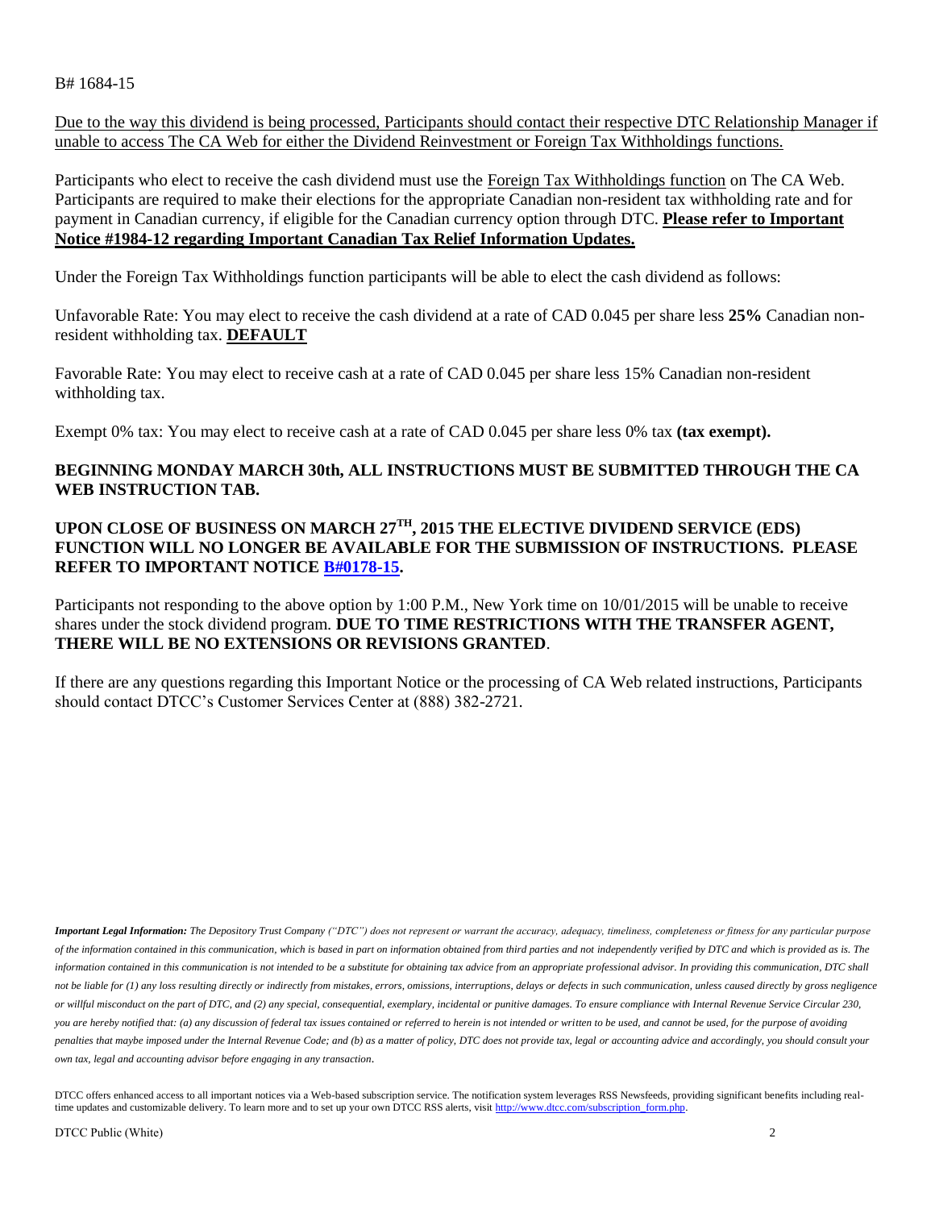B# 1684-15

Due to the way this dividend is being processed, Participants should contact their respective DTC Relationship Manager if unable to access The CA Web for either the Dividend Reinvestment or Foreign Tax Withholdings functions.

Participants who elect to receive the cash dividend must use the Foreign Tax Withholdings function on The CA Web. Participants are required to make their elections for the appropriate Canadian non-resident tax withholding rate and for payment in Canadian currency, if eligible for the Canadian currency option through DTC. **Please refer to Important Notice #1984-12 regarding Important Canadian Tax Relief Information Updates.**

Under the Foreign Tax Withholdings function participants will be able to elect the cash dividend as follows:

Unfavorable Rate: You may elect to receive the cash dividend at a rate of CAD 0.045 per share less **25%** Canadian non-resident withholding tax. **DEFAULT**

Favorable Rate: You may elect to receive cash at a rate of CAD 0.045 per share less 15% Canadian non-resident withholding tax.

Exempt 0% tax: You may elect to receive cash at a rate of CAD 0.045 per share less 0% tax **(tax exempt).**

**BEGINNING MONDAY MARCH 30th, ALL INSTRUCTIONS MUST BE SUBMITTED THROUGH THE CA WEB INSTRUCTION TAB.**

**UPON CLOSE OF BUSINESS ON MARCH 27TH, 2015 THE ELECTIVE DIVIDEND SERVICE (EDS) FUNCTION WILL NO LONGER BE AVAILABLE FOR THE SUBMISSION OF INSTRUCTIONS. PLEASE REFER TO IMPORTANT NOTICE B#0178-15.**

Participants not responding to the above option by 1:00 P.M., New York time on 10/01/2015 will be unable to receive shares under the stock dividend program. **DUE TO TIME RESTRICTIONS WITH THE TRANSFER AGENT, THERE WILL BE NO EXTENSIONS OR REVISIONS GRANTED**.

If there are any questions regarding this Important Notice or the processing of CA Web related instructions, Participants should contact DTCC's Customer Services Center at (888) 382-2721.

***Important Legal Information:*** *The Depository Trust Company ("DTC") does not represent or warrant the accuracy, adequacy, timeliness, completeness or fitness for any particular purpose of the information contained in this communication, which is based in part on information obtained from third parties and not independently verified by DTC and which is provided as is. The information contained in this communication is not intended to be a substitute for obtaining tax advice from an appropriate professional advisor. In providing this communication, DTC shall not be liable for (1) any loss resulting directly or indirectly from mistakes, errors, omissions, interruptions, delays or defects in such communication, unless caused directly by gross negligence or willful misconduct on the part of DTC, and (2) any special, consequential, exemplary, incidental or punitive damages. To ensure compliance with Internal Revenue Service Circular 230, you are hereby notified that: (a) any discussion of federal tax issues contained or referred to herein is not intended or written to be used, and cannot be used, for the purpose of avoiding penalties that maybe imposed under the Internal Revenue Code; and (b) as a matter of policy, DTC does not provide tax, legal or accounting advice and accordingly, you should consult your own tax, legal and accounting advisor before engaging in any transaction.*

DTCC offers enhanced access to all important notices via a Web-based subscription service. The notification system leverages RSS Newsfeeds, providing significant benefits including real-time updates and customizable delivery. To learn more and to set up your own DTCC RSS alerts, visit http://www.dtcc.com/subscription_form.php.

DTCC Public (White)